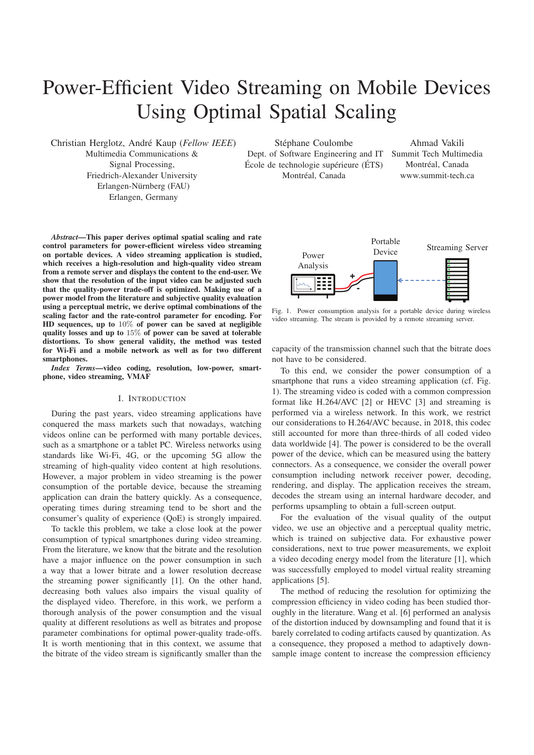# Power-Efficient Video Streaming on Mobile Devices Using Optimal Spatial Scaling

Christian Herglotz, André Kaup (*Fellow IEEE*)
Multimedia Communications & Signal Processing,
Friedrich-Alexander University Erlangen-Nürnberg (FAU)
Erlangen, Germany

Stéphane Coulombe
Dept. of Software Engineering and IT
École de technologie supérieure (ÉTS)
Montréal, Canada

Ahmad Vakili
Summit Tech Multimedia
Montréal, Canada
www.summit-tech.ca

***Abstract*—This paper derives optimal spatial scaling and rate control parameters for power-efficient wireless video streaming on portable devices. A video streaming application is studied, which receives a high-resolution and high-quality video stream from a remote server and displays the content to the end-user. We show that the resolution of the input video can be adjusted such that the quality-power trade-off is optimized. Making use of a power model from the literature and subjective quality evaluation using a perceptual metric, we derive optimal combinations of the scaling factor and the rate-control parameter for encoding. For HD sequences, up to $10\%$ of power can be saved at negligible quality losses and up to $15\%$ of power can be saved at tolerable distortions. To show general validity, the method was tested for Wi-Fi and a mobile network as well as for two different smartphones.**

***Index Terms*—video coding, resolution, low-power, smartphone, video streaming, VMAF**

## I. Introduction

During the past years, video streaming applications have conquered the mass markets such that nowadays, watching videos online can be performed with many portable devices, such as a smartphone or a tablet PC. Wireless networks using standards like Wi-Fi, 4G, or the upcoming 5G allow the streaming of high-quality video content at high resolutions. However, a major problem in video streaming is the power consumption of the portable device, because the streaming application can drain the battery quickly. As a consequence, operating times during streaming tend to be short and the consumer's quality of experience (QoE) is strongly impaired.

To tackle this problem, we take a close look at the power consumption of typical smartphones during video streaming. From the literature, we know that the bitrate and the resolution have a major influence on the power consumption in such a way that a lower bitrate and a lower resolution decrease the streaming power significantly [1]. On the other hand, decreasing both values also impairs the visual quality of the displayed video. Therefore, in this work, we perform a thorough analysis of the power consumption and the visual quality at different resolutions as well as bitrates and propose parameter combinations for optimal power-quality trade-offs. It is worth mentioning that in this context, we assume that the bitrate of the video stream is significantly smaller than the capacity of the transmission channel such that the bitrate does not have to be considered.

Fig. 1. Power consumption analysis for a portable device during wireless video streaming. The stream is provided by a remote streaming server.

To this end, we consider the power consumption of a smartphone that runs a video streaming application (cf. Fig. 1). The streaming video is coded with a common compression format like H.264/AVC [2] or HEVC [3] and streaming is performed via a wireless network. In this work, we restrict our considerations to H.264/AVC because, in 2018, this codec still accounted for more than three-fourths of all coded video data worldwide [4]. The power is considered to be the overall power of the device, which can be measured using the battery connectors. As a consequence, we consider the overall power consumption including network receiver power, decoding, rendering, and display. The application receives the stream, decodes the stream using an internal hardware decoder, and performs upsampling to obtain a full-screen output.

For the evaluation of the visual quality of the output video, we use an objective and a perceptual quality metric, which is trained on subjective data. For exhaustive power considerations, next to true power measurements, we exploit a video decoding energy model from the literature [1], which was successfully employed to model virtual reality streaming applications [5].

The method of reducing the resolution for optimizing the compression efficiency in video coding has been studied thoroughly in the literature. Wang et al. [6] performed an analysis of the distortion induced by downsampling and found that it is barely correlated to coding artifacts caused by quantization. As a consequence, they proposed a method to adaptively downsample image content to increase the compression efficiency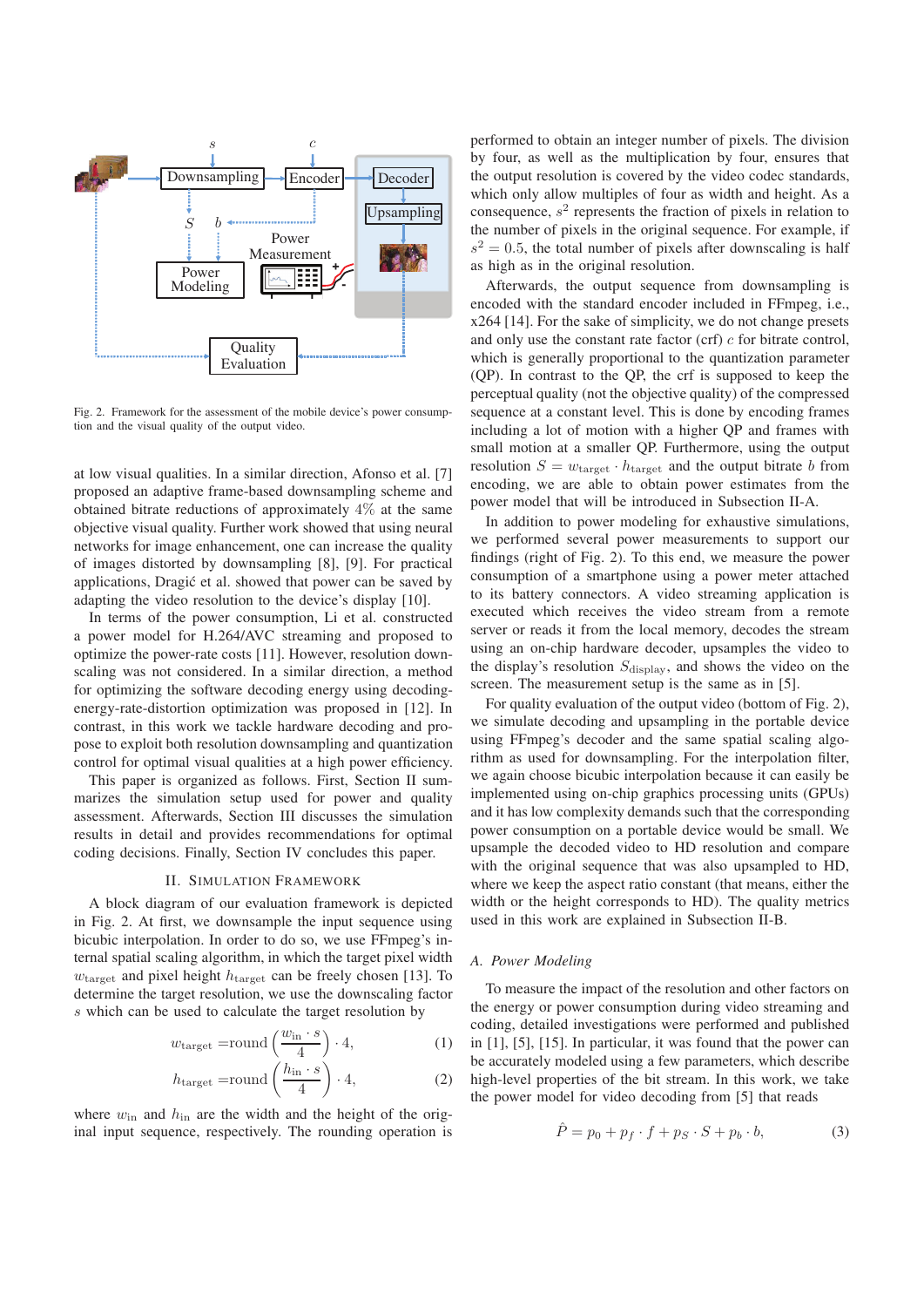Fig. 2. Framework for the assessment of the mobile device's power consumption and the visual quality of the output video.

at low visual qualities. In a similar direction, Afonso et al. [7] proposed an adaptive frame-based downsampling scheme and obtained bitrate reductions of approximately $4\%$ at the same objective visual quality. Further work showed that using neural networks for image enhancement, one can increase the quality of images distorted by downsampling [8], [9]. For practical applications, Dragić et al. showed that power can be saved by adapting the video resolution to the device's display [10].

In terms of the power consumption, Li et al. constructed a power model for H.264/AVC streaming and proposed to optimize the power-rate costs [11]. However, resolution downscaling was not considered. In a similar direction, a method for optimizing the software decoding energy using decoding-energy-rate-distortion optimization was proposed in [12]. In contrast, in this work we tackle hardware decoding and propose to exploit both resolution downsampling and quantization control for optimal visual qualities at a high power efficiency.

This paper is organized as follows. First, Section II summarizes the simulation setup used for power and quality assessment. Afterwards, Section III discusses the simulation results in detail and provides recommendations for optimal coding decisions. Finally, Section IV concludes this paper.

## II. Simulation Framework

A block diagram of our evaluation framework is depicted in Fig. 2. At first, we downsample the input sequence using bicubic interpolation. In order to do so, we use FFmpeg's internal spatial scaling algorithm, in which the target pixel width $w_{\text{target}}$ and pixel height $h_{\text{target}}$ can be freely chosen [13]. To determine the target resolution, we use the downscaling factor $s$ which can be used to calculate the target resolution by

$$w_{\text{target}} = \text{round}\left(\frac{w_{\text{in}} \cdot s}{4}\right) \cdot 4, \tag{1}$$

$$h_{\text{target}} = \text{round}\left(\frac{h_{\text{in}} \cdot s}{4}\right) \cdot 4, \tag{2}$$

where $w_{\text{in}}$ and $h_{\text{in}}$ are the width and the height of the original input sequence, respectively. The rounding operation is performed to obtain an integer number of pixels. The division by four, as well as the multiplication by four, ensures that the output resolution is covered by the video codec standards, which only allow multiples of four as width and height. As a consequence, $s^2$ represents the fraction of pixels in relation to the number of pixels in the original sequence. For example, if $s^2 = 0.5$, the total number of pixels after downscaling is half as high as in the original resolution.

Afterwards, the output sequence from downsampling is encoded with the standard encoder included in FFmpeg, i.e., x264 [14]. For the sake of simplicity, we do not change presets and only use the constant rate factor (crf) $c$ for bitrate control, which is generally proportional to the quantization parameter (QP). In contrast to the QP, the crf is supposed to keep the perceptual quality (not the objective quality) of the compressed sequence at a constant level. This is done by encoding frames including a lot of motion with a higher QP and frames with small motion at a smaller QP. Furthermore, using the output resolution $S = w_{\text{target}} \cdot h_{\text{target}}$ and the output bitrate $b$ from encoding, we are able to obtain power estimates from the power model that will be introduced in Subsection II-A.

In addition to power modeling for exhaustive simulations, we performed several power measurements to support our findings (right of Fig. 2). To this end, we measure the power consumption of a smartphone using a power meter attached to its battery connectors. A video streaming application is executed which receives the video stream from a remote server or reads it from the local memory, decodes the stream using an on-chip hardware decoder, upsamples the video to the display's resolution $S_{\text{display}}$, and shows the video on the screen. The measurement setup is the same as in [5].

For quality evaluation of the output video (bottom of Fig. 2), we simulate decoding and upsampling in the portable device using FFmpeg's decoder and the same spatial scaling algorithm as used for downsampling. For the interpolation filter, we again choose bicubic interpolation because it can easily be implemented using on-chip graphics processing units (GPUs) and it has low complexity demands such that the corresponding power consumption on a portable device would be small. We upsample the decoded video to HD resolution and compare with the original sequence that was also upsampled to HD, where we keep the aspect ratio constant (that means, either the width or the height corresponds to HD). The quality metrics used in this work are explained in Subsection II-B.

### A. Power Modeling

To measure the impact of the resolution and other factors on the energy or power consumption during video streaming and coding, detailed investigations were performed and published in [1], [5], [15]. In particular, it was found that the power can be accurately modeled using a few parameters, which describe high-level properties of the bit stream. In this work, we take the power model for video decoding from [5] that reads

$$\hat{P} = p_0 + p_f \cdot f + p_S \cdot S + p_b \cdot b, \tag{3}$$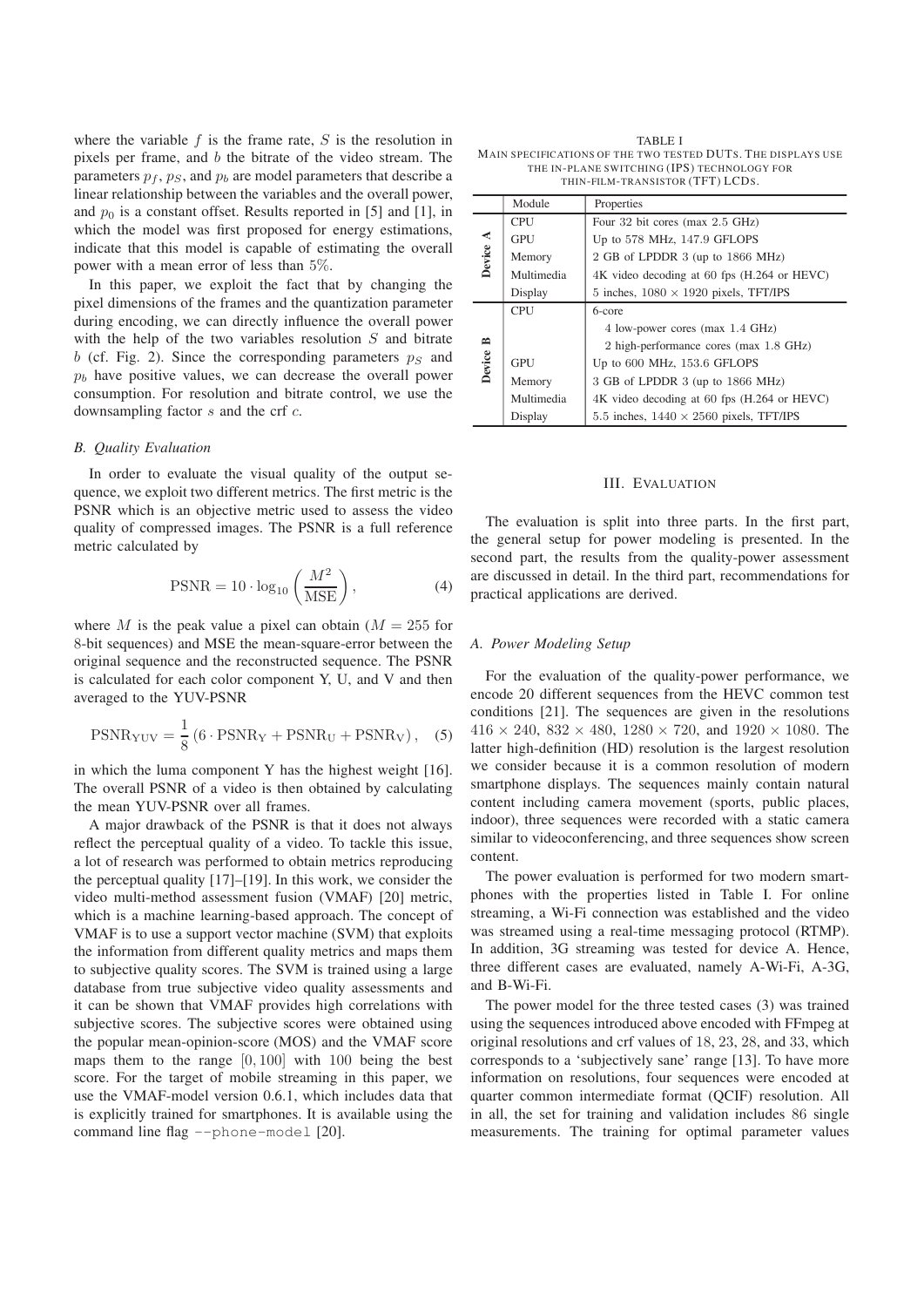where the variable $f$ is the frame rate, $S$ is the resolution in pixels per frame, and $b$ the bitrate of the video stream. The parameters $p_f$, $p_S$, and $p_b$ are model parameters that describe a linear relationship between the variables and the overall power, and $p_0$ is a constant offset. Results reported in [5] and [1], in which the model was first proposed for energy estimations, indicate that this model is capable of estimating the overall power with a mean error of less than $5\%$.

In this paper, we exploit the fact that by changing the pixel dimensions of the frames and the quantization parameter during encoding, we can directly influence the overall power with the help of the two variables resolution $S$ and bitrate $b$ (cf. Fig. 2). Since the corresponding parameters $p_S$ and $p_b$ have positive values, we can decrease the overall power consumption. For resolution and bitrate control, we use the downsampling factor $s$ and the crf $c$.

### B. Quality Evaluation

In order to evaluate the visual quality of the output sequence, we exploit two different metrics. The first metric is the PSNR which is an objective metric used to assess the video quality of compressed images. The PSNR is a full reference metric calculated by

$$\mathrm{PSNR} = 10 \cdot \log_{10}\left(\frac{M^2}{\mathrm{MSE}}\right), \tag{4}$$

where $M$ is the peak value a pixel can obtain ($M = 255$ for 8-bit sequences) and MSE the mean-square-error between the original sequence and the reconstructed sequence. The PSNR is calculated for each color component Y, U, and V and then averaged to the YUV-PSNR

$$\mathrm{PSNR}_{\mathrm{YUV}} = \frac{1}{8}\left(6 \cdot \mathrm{PSNR}_{\mathrm{Y}} + \mathrm{PSNR}_{\mathrm{U}} + \mathrm{PSNR}_{\mathrm{V}}\right), \tag{5}$$

in which the luma component Y has the highest weight [16]. The overall PSNR of a video is then obtained by calculating the mean YUV-PSNR over all frames.

A major drawback of the PSNR is that it does not always reflect the perceptual quality of a video. To tackle this issue, a lot of research was performed to obtain metrics reproducing the perceptual quality [17]–[19]. In this work, we consider the video multi-method assessment fusion (VMAF) [20] metric, which is a machine learning-based approach. The concept of VMAF is to use a support vector machine (SVM) that exploits the information from different quality metrics and maps them to subjective quality scores. The SVM is trained using a large database from true subjective video quality assessments and it can be shown that VMAF provides high correlations with subjective scores. The subjective scores were obtained using the popular mean-opinion-score (MOS) and the VMAF score maps them to the range $[0, 100]$ with 100 being the best score. For the target of mobile streaming in this paper, we use the VMAF-model version 0.6.1, which includes data that is explicitly trained for smartphones. It is available using the command line flag `--phone-model` [20].

TABLE I
MAIN SPECIFICATIONS OF THE TWO TESTED DUTS. THE DISPLAYS USE THE IN-PLANE SWITCHING (IPS) TECHNOLOGY FOR THIN-FILM-TRANSISTOR (TFT) LCDS.

| | Module | Properties |
|---|---|---|
| Device A | CPU | Four 32 bit cores (max 2.5 GHz) |
| | GPU | Up to 578 MHz, 147.9 GFLOPS |
| | Memory | 2 GB of LPDDR 3 (up to 1866 MHz) |
| | Multimedia | 4K video decoding at 60 fps (H.264 or HEVC) |
| | Display | 5 inches, $1080 \times 1920$ pixels, TFT/IPS |
| Device B | CPU | 6-core |
| | | 4 low-power cores (max 1.4 GHz) |
| | | 2 high-performance cores (max 1.8 GHz) |
| | GPU | Up to 600 MHz, 153.6 GFLOPS |
| | Memory | 3 GB of LPDDR 3 (up to 1866 MHz) |
| | Multimedia | 4K video decoding at 60 fps (H.264 or HEVC) |
| | Display | 5.5 inches, $1440 \times 2560$ pixels, TFT/IPS |

## III. Evaluation

The evaluation is split into three parts. In the first part, the general setup for power modeling is presented. In the second part, the results from the quality-power assessment are discussed in detail. In the third part, recommendations for practical applications are derived.

### A. Power Modeling Setup

For the evaluation of the quality-power performance, we encode 20 different sequences from the HEVC common test conditions [21]. The sequences are given in the resolutions $416 \times 240$, $832 \times 480$, $1280 \times 720$, and $1920 \times 1080$. The latter high-definition (HD) resolution is the largest resolution we consider because it is a common resolution of modern smartphone displays. The sequences mainly contain natural content including camera movement (sports, public places, indoor), three sequences were recorded with a static camera similar to videoconferencing, and three sequences show screen content.

The power evaluation is performed for two modern smartphones with the properties listed in Table I. For online streaming, a Wi-Fi connection was established and the video was streamed using a real-time messaging protocol (RTMP). In addition, 3G streaming was tested for device A. Hence, three different cases are evaluated, namely A-Wi-Fi, A-3G, and B-Wi-Fi.

The power model for the three tested cases (3) was trained using the sequences introduced above encoded with FFmpeg at original resolutions and crf values of 18, 23, 28, and 33, which corresponds to a 'subjectively sane' range [13]. To have more information on resolutions, four sequences were encoded at quarter common intermediate format (QCIF) resolution. All in all, the set for training and validation includes 86 single measurements. The training for optimal parameter values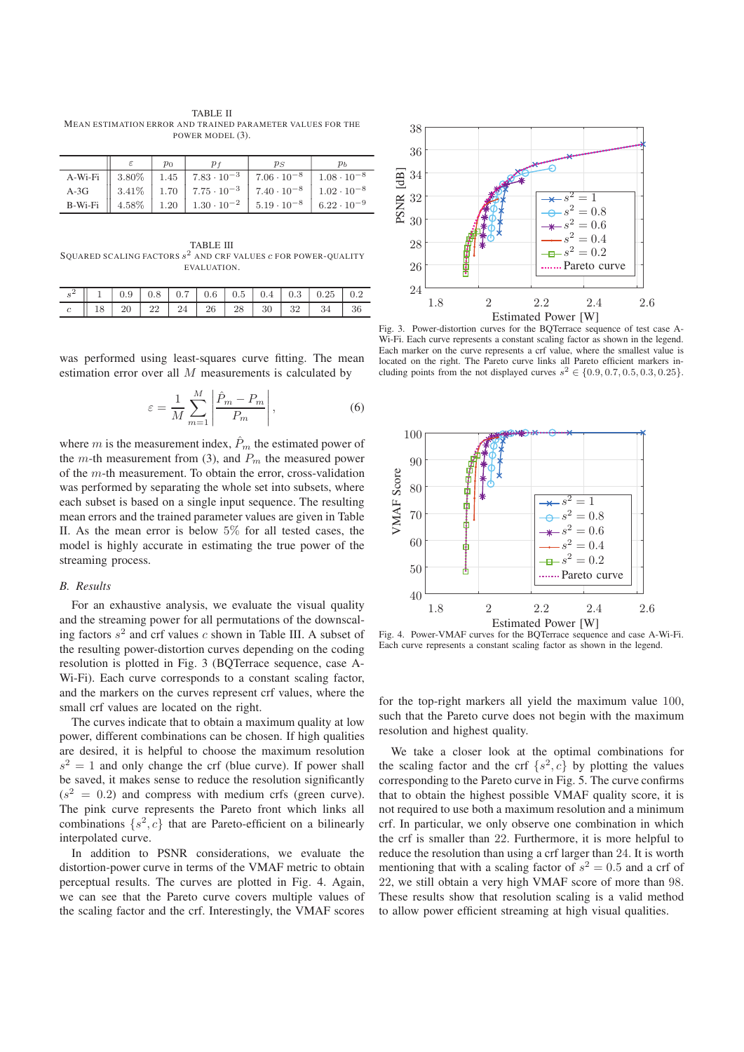TABLE II
MEAN ESTIMATION ERROR AND TRAINED PARAMETER VALUES FOR THE POWER MODEL (3).

| | $\varepsilon$ | $p_0$ | $p_f$ | $p_S$ | $p_b$ |
|---|---|---|---|---|---|
| A-Wi-Fi | 3.80% | 1.45 | $7.83 \cdot 10^{-3}$ | $7.06 \cdot 10^{-8}$ | $1.08 \cdot 10^{-8}$ |
| A-3G | 3.41% | 1.70 | $7.75 \cdot 10^{-3}$ | $7.40 \cdot 10^{-8}$ | $1.02 \cdot 10^{-8}$ |
| B-Wi-Fi | 4.58% | 1.20 | $1.30 \cdot 10^{-2}$ | $5.19 \cdot 10^{-8}$ | $6.22 \cdot 10^{-9}$ |

TABLE III
SQUARED SCALING FACTORS $s^2$ AND CRF VALUES $c$ FOR POWER-QUALITY EVALUATION.

| $s^2$ | 1 | 0.9 | 0.8 | 0.7 | 0.6 | 0.5 | 0.4 | 0.3 | 0.25 | 0.2 |
|---|---|---|---|---|---|---|---|---|---|---|
| $c$ | 18 | 20 | 22 | 24 | 26 | 28 | 30 | 32 | 34 | 36 |

was performed using least-squares curve fitting. The mean estimation error over all $M$ measurements is calculated by

$$\varepsilon = \frac{1}{M} \sum_{m=1}^{M} \left| \frac{\hat{P}_m - P_m}{P_m} \right|, \tag{6}$$

where $m$ is the measurement index, $\hat{P}_m$ the estimated power of the $m$-th measurement from (3), and $P_m$ the measured power of the $m$-th measurement. To obtain the error, cross-validation was performed by separating the whole set into subsets, where each subset is based on a single input sequence. The resulting mean errors and the trained parameter values are given in Table II. As the mean error is below 5% for all tested cases, the model is highly accurate in estimating the true power of the streaming process.

### B. Results

For an exhaustive analysis, we evaluate the visual quality and the streaming power for all permutations of the downscaling factors $s^2$ and crf values $c$ shown in Table III. A subset of the resulting power-distortion curves depending on the coding resolution is plotted in Fig. 3 (BQTerrace sequence, case A-Wi-Fi). Each curve corresponds to a constant scaling factor, and the markers on the curves represent crf values, where the small crf values are located on the right.

The curves indicate that to obtain a maximum quality at low power, different combinations can be chosen. If high qualities are desired, it is helpful to choose the maximum resolution $s^2 = 1$ and only change the crf (blue curve). If power shall be saved, it makes sense to reduce the resolution significantly ($s^2 = 0.2$) and compress with medium crfs (green curve). The pink curve represents the Pareto front which links all combinations $\{s^2, c\}$ that are Pareto-efficient on a bilinearly interpolated curve.

In addition to PSNR considerations, we evaluate the distortion-power curve in terms of the VMAF metric to obtain perceptual results. The curves are plotted in Fig. 4. Again, we can see that the Pareto curve covers multiple values of the scaling factor and the crf. Interestingly, the VMAF scores for the top-right markers all yield the maximum value 100, such that the Pareto curve does not begin with the maximum resolution and highest quality.

Fig. 3. Power-distortion curves for the BQTerrace sequence of test case A-Wi-Fi. Each curve represents a constant scaling factor as shown in the legend. Each marker on the curve represents a crf value, where the smallest value is located on the right. The Pareto curve links all Pareto efficient markers including points from the not displayed curves $s^2 \in \{0.9, 0.7, 0.5, 0.3, 0.25\}$.

Fig. 4. Power-VMAF curves for the BQTerrace sequence and case A-Wi-Fi. Each curve represents a constant scaling factor as shown in the legend.

We take a closer look at the optimal combinations for the scaling factor and the crf $\{s^2, c\}$ by plotting the values corresponding to the Pareto curve in Fig. 5. The curve confirms that to obtain the highest possible VMAF quality score, it is not required to use both a maximum resolution and a minimum crf. In particular, we only observe one combination in which the crf is smaller than 22. Furthermore, it is more helpful to reduce the resolution than using a crf larger than 24. It is worth mentioning that with a scaling factor of $s^2 = 0.5$ and a crf of 22, we still obtain a very high VMAF score of more than 98. These results show that resolution scaling is a valid method to allow power efficient streaming at high visual qualities.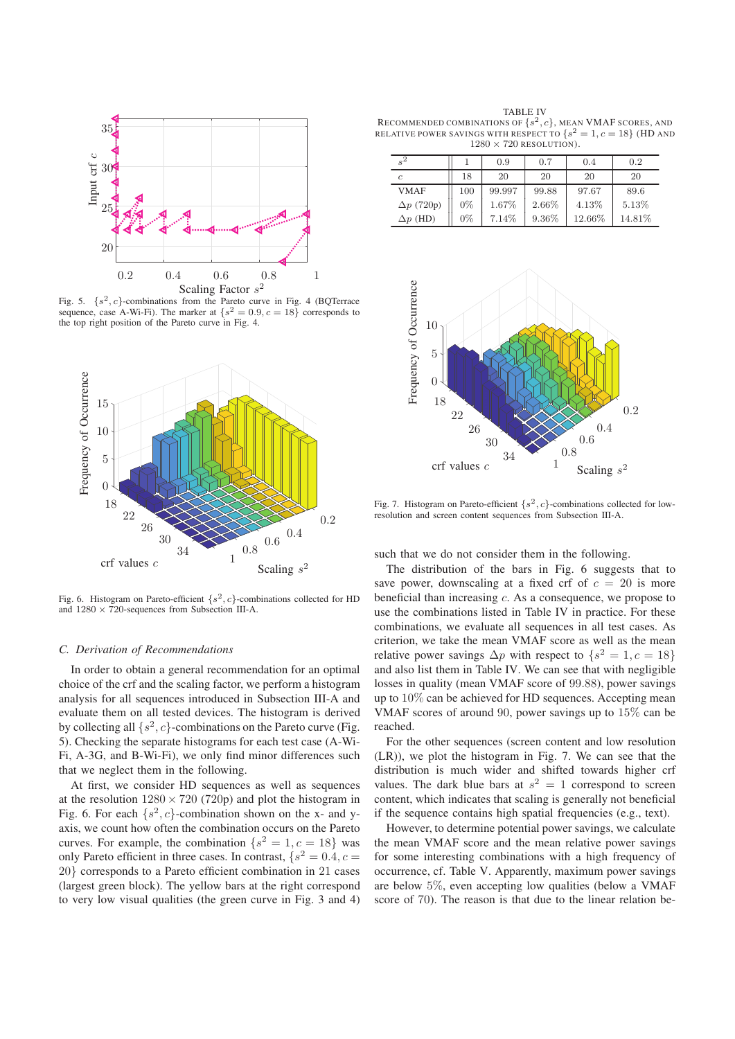Fig. 5. $\{s^2, c\}$-combinations from the Pareto curve in Fig. 4 (BQTerrace sequence, case A-Wi-Fi). The marker at $\{s^2 = 0.9, c = 18\}$ corresponds to the top right position of the Pareto curve in Fig. 4.

Fig. 6. Histogram on Pareto-efficient $\{s^2, c\}$-combinations collected for HD and $1280 \times 720$-sequences from Subsection III-A.

### C. Derivation of Recommendations

In order to obtain a general recommendation for an optimal choice of the crf and the scaling factor, we perform a histogram analysis for all sequences introduced in Subsection III-A and evaluate them on all tested devices. The histogram is derived by collecting all $\{s^2, c\}$-combinations on the Pareto curve (Fig. 5). Checking the separate histograms for each test case (A-Wi-Fi, A-3G, and B-Wi-Fi), we only find minor differences such that we neglect them in the following.

At first, we consider HD sequences as well as sequences at the resolution $1280 \times 720$ (720p) and plot the histogram in Fig. 6. For each $\{s^2, c\}$-combination shown on the x- and y-axis, we count how often the combination occurs on the Pareto curves. For example, the combination $\{s^2 = 1, c = 18\}$ was only Pareto efficient in three cases. In contrast, $\{s^2 = 0.4, c = 20\}$ corresponds to a Pareto efficient combination in 21 cases (largest green block). The yellow bars at the right correspond to very low visual qualities (the green curve in Fig. 3 and 4) such that we do not consider them in the following.

The distribution of the bars in Fig. 6 suggests that to save power, downscaling at a fixed crf of $c = 20$ is more beneficial than increasing $c$. As a consequence, we propose to use the combinations listed in Table IV in practice. For these combinations, we evaluate all sequences in all test cases. As criterion, we take the mean VMAF score as well as the mean relative power savings $\Delta p$ with respect to $\{s^2 = 1, c = 18\}$ and also list them in Table IV. We can see that with negligible losses in quality (mean VMAF score of 99.88), power savings up to 10% can be achieved for HD sequences. Accepting mean VMAF scores of around 90, power savings up to 15% can be reached.

TABLE IV
RECOMMENDED COMBINATIONS OF $\{s^2, c\}$, MEAN VMAF SCORES, AND RELATIVE POWER SAVINGS WITH RESPECT TO $\{s^2 = 1, c = 18\}$ (HD AND $1280 \times 720$ RESOLUTION).

| $s^2$ | 1 | 0.9 | 0.7 | 0.4 | 0.2 |
|---|---|---|---|---|---|
| $c$ | 18 | 20 | 20 | 20 | 20 |
| VMAF | 100 | 99.997 | 99.88 | 97.67 | 89.6 |
| $\Delta p$ (720p) | 0% | 1.67% | 2.66% | 4.13% | 5.13% |
| $\Delta p$ (HD) | 0% | 7.14% | 9.36% | 12.66% | 14.81% |

Fig. 7. Histogram on Pareto-efficient $\{s^2, c\}$-combinations collected for low-resolution and screen content sequences from Subsection III-A.

For the other sequences (screen content and low resolution (LR)), we plot the histogram in Fig. 7. We can see that the distribution is much wider and shifted towards higher crf values. The dark blue bars at $s^2 = 1$ correspond to screen content, which indicates that scaling is generally not beneficial if the sequence contains high spatial frequencies (e.g., text).

However, to determine potential power savings, we calculate the mean VMAF score and the mean relative power savings for some interesting combinations with a high frequency of occurrence, cf. Table V. Apparently, maximum power savings are below 5%, even accepting low qualities (below a VMAF score of 70). The reason is that due to the linear relation be-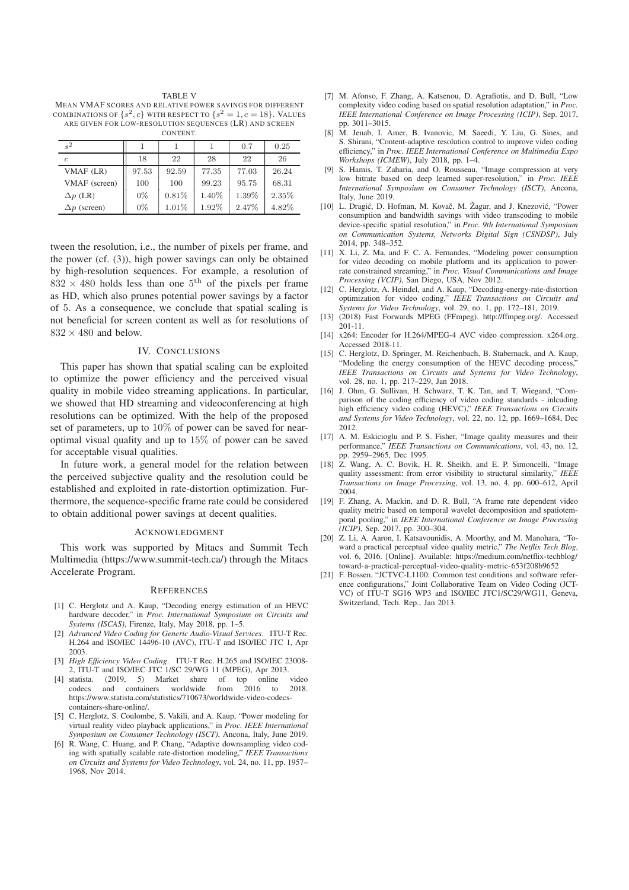TABLE V

MEAN VMAF SCORES AND RELATIVE POWER SAVINGS FOR DIFFERENT COMBINATIONS OF $\{s^2, c\}$ WITH RESPECT TO $\{s^2 = 1, c = 18\}$. VALUES ARE GIVEN FOR LOW-RESOLUTION SEQUENCES (LR) AND SCREEN CONTENT.

| $s^2$ | 1 | 1 | 1 | 0.7 | 0.25 |
|---|---|---|---|---|---|
| $c$ | 18 | 22 | 28 | 22 | 26 |
| VMAF (LR) | 97.53 | 92.59 | 77.35 | 77.03 | 26.24 |
| VMAF (screen) | 100 | 100 | 99.23 | 95.75 | 68.31 |
| $\Delta p$ (LR) | 0% | 0.81% | 1.40% | 1.39% | 2.35% |
| $\Delta p$ (screen) | 0% | 1.01% | 1.92% | 2.47% | 4.82% |

tween the resolution, i.e., the number of pixels per frame, and the power (cf. (3)), high power savings can only be obtained by high-resolution sequences. For example, a resolution of $832 \times 480$ holds less than one $5^{\text{th}}$ of the pixels per frame as HD, which also prunes potential power savings by a factor of 5. As a consequence, we conclude that spatial scaling is not beneficial for screen content as well as for resolutions of $832 \times 480$ and below.

## IV. CONCLUSIONS

This paper has shown that spatial scaling can be exploited to optimize the power efficiency and the perceived visual quality in mobile video streaming applications. In particular, we showed that HD streaming and videoconferencing at high resolutions can be optimized. With the help of the proposed set of parameters, up to $10\%$ of power can be saved for near-optimal visual quality and up to $15\%$ of power can be saved for acceptable visual qualities.

In future work, a general model for the relation between the perceived subjective quality and the resolution could be established and exploited in rate-distortion optimization. Furthermore, the sequence-specific frame rate could be considered to obtain additional power savings at decent qualities.

## ACKNOWLEDGMENT

This work was supported by Mitacs and Summit Tech Multimedia (https://www.summit-tech.ca/) through the Mitacs Accelerate Program.

## REFERENCES

[1] C. Herglotz and A. Kaup, "Decoding energy estimation of an HEVC hardware decoder," in *Proc. International Symposium on Circuits and Systems (ISCAS)*, Firenze, Italy, May 2018, pp. 1–5.

[2] *Advanced Video Coding for Generic Audio-Visual Services*. ITU-T Rec. H.264 and ISO/IEC 14496-10 (AVC), ITU-T and ISO/IEC JTC 1, Apr 2003.

[3] *High Efficiency Video Coding*. ITU-T Rec. H.265 and ISO/IEC 23008-2, ITU-T and ISO/IEC JTC 1/SC 29/WG 11 (MPEG), Apr 2013.

[4] statista. (2019, 5) Market share of top online video codecs and containers worldwide from 2016 to 2018. https://www.statista.com/statistics/710673/worldwide-video-codecs-containers-share-online/.

[5] C. Herglotz, S. Coulombe, S. Vakili, and A. Kaup, "Power modeling for virtual reality video playback applications," in *Proc. IEEE International Symposium on Consumer Technology (ISCT)*, Ancona, Italy, June 2019.

[6] R. Wang, C. Huang, and P. Chang, "Adaptive downsampling video coding with spatially scalable rate-distortion modeling," *IEEE Transactions on Circuits and Systems for Video Technology*, vol. 24, no. 11, pp. 1957–1968, Nov 2014.

[7] M. Afonso, F. Zhang, A. Katsenou, D. Agrafiotis, and D. Bull, "Low complexity video coding based on spatial resolution adaptation," in *Proc. IEEE International Conference on Image Processing (ICIP)*, Sep. 2017, pp. 3011–3015.

[8] M. Jenab, I. Amer, B. Ivanovic, M. Saeedi, Y. Liu, G. Sines, and S. Shirani, "Content-adaptive resolution control to improve video coding efficiency," in *Proc. IEEE International Conference on Multimedia Expo Workshops (ICMEW)*, July 2018, pp. 1–4.

[9] S. Hamis, T. Zaharia, and O. Rousseau, "Image compression at very low bitrate based on deep learned super-resolution," in *Proc. IEEE International Symposium on Consumer Technology (ISCT)*, Ancona, Italy, June 2019.

[10] L. Dragić, D. Hofman, M. Kovač, M. Žagar, and J. Knezović, "Power consumption and bandwidth savings with video transcoding to mobile device-specific spatial resolution," in *Proc. 9th International Symposium on Communication Systems, Networks Digital Sign (CSNDSP)*, July 2014, pp. 348–352.

[11] X. Li, Z. Ma, and F. C. A. Fernandes, "Modeling power consumption for video decoding on mobile platform and its application to power-rate constrained streaming," in *Proc. Visual Communications and Image Processing (VCIP)*, San Diego, USA, Nov 2012.

[12] C. Herglotz, A. Heindel, and A. Kaup, "Decoding-energy-rate-distortion optimization for video coding," *IEEE Transactions on Circuits and Systems for Video Technology*, vol. 29, no. 1, pp. 172–181, 2019.

[13] (2018) Fast Forwards MPEG (FFmpeg). http://ffmpeg.org/. Accessed 201-11.

[14] x264: Encoder for H.264/MPEG-4 AVC video compression. x264.org. Accessed 2018-11.

[15] C. Herglotz, D. Springer, M. Reichenbach, B. Stabernack, and A. Kaup, "Modeling the energy consumption of the HEVC decoding process," *IEEE Transactions on Circuits and Systems for Video Technology*, vol. 28, no. 1, pp. 217–229, Jan 2018.

[16] J. Ohm, G. Sullivan, H. Schwarz, T. K. Tan, and T. Wiegand, "Comparison of the coding efficiency of video coding standards - inlcuding high efficiency video coding (HEVC)," *IEEE Transactions on Circuits and Systems for Video Technology*, vol. 22, no. 12, pp. 1669–1684, Dec 2012.

[17] A. M. Eskicioglu and P. S. Fisher, "Image quality measures and their performance," *IEEE Transactions on Communications*, vol. 43, no. 12, pp. 2959–2965, Dec 1995.

[18] Z. Wang, A. C. Bovik, H. R. Sheikh, and E. P. Simoncelli, "Image quality assessment: from error visibility to structural similarity," *IEEE Transactions on Image Processing*, vol. 13, no. 4, pp. 600–612, April 2004.

[19] F. Zhang, A. Mackin, and D. R. Bull, "A frame rate dependent video quality metric based on temporal wavelet decomposition and spatiotemporal pooling," in *IEEE International Conference on Image Processing (ICIP)*, Sep. 2017, pp. 300–304.

[20] Z. Li, A. Aaron, I. Katsavounidis, A. Moorthy, and M. Manohara, "Toward a practical perceptual video quality metric," *The Netflix Tech Blog*, vol. 6, 2016. [Online]. Available: https://medium.com/netflix-techblog/toward-a-practical-perceptual-video-quality-metric-653f208b9652

[21] F. Bossen, "JCTVC-L1100: Common test conditions and software reference configurations," Joint Collaborative Team on Video Coding (JCT-VC) of ITU-T SG16 WP3 and ISO/IEC JTC1/SC29/WG11, Geneva, Switzerland, Tech. Rep., Jan 2013.